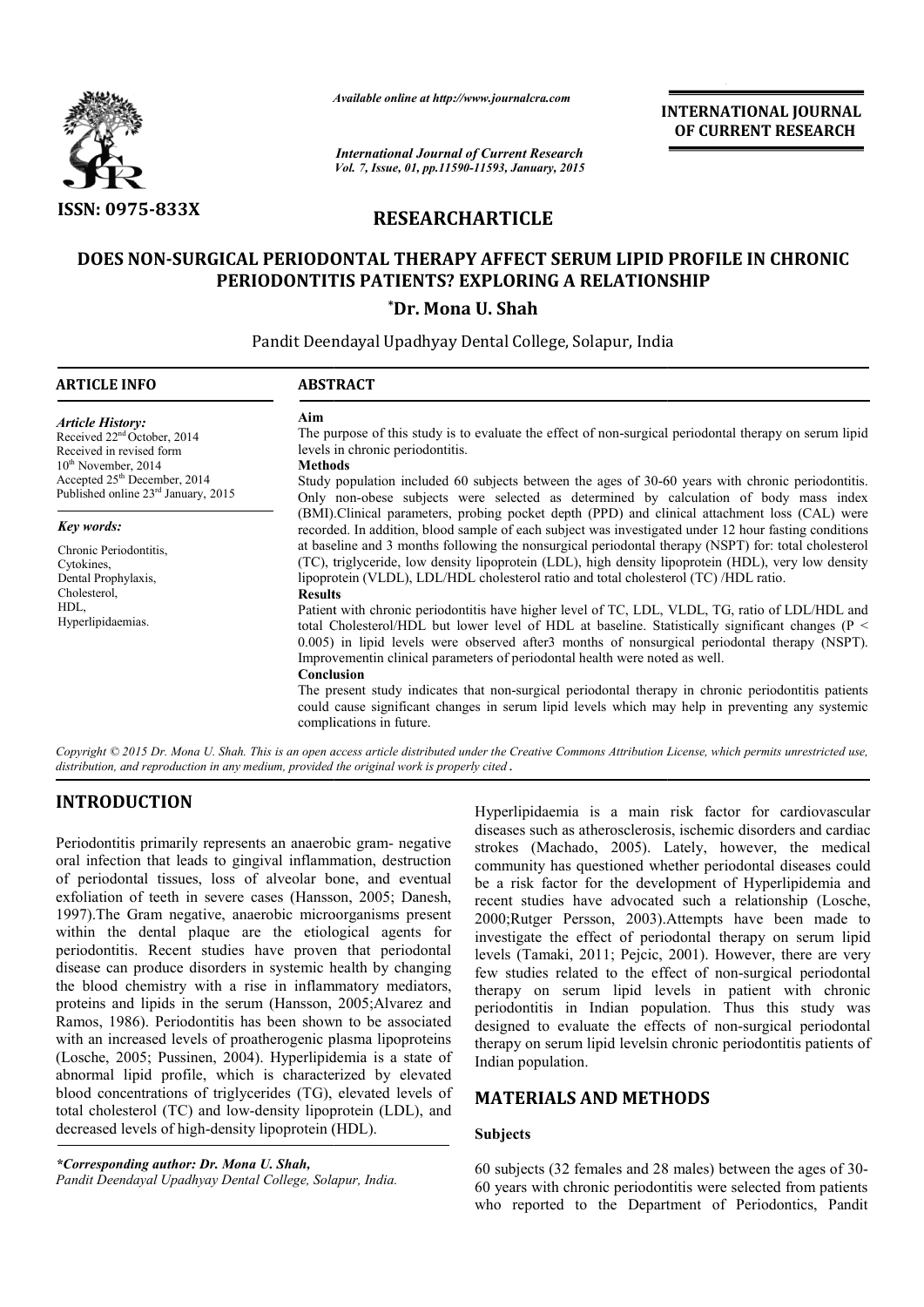*Available online at http://www.journalcra.com*

*International Journal of Current Research*
*Vol. 7, Issue, 01, pp.11590-11593, January, 2015*

**INTERNATIONAL JOURNAL OF CURRENT RESEARCH**

**ISSN: 0975-833X**

## RESEARCHARTICLE

# DOES NON-SURGICAL PERIODONTAL THERAPY AFFECT SERUM LIPID PROFILE IN CHRONIC PERIODONTITIS PATIENTS? EXPLORING A RELATIONSHIP

**\*Dr. Mona U. Shah**

Pandit Deendayal Upadhyay Dental College, Solapur, India

### ARTICLE INFO

*Article History:*
Received 22nd October, 2014
Received in revised form
10th November, 2014
Accepted 25th December, 2014
Published online 23rd January, 2015

*Key words:*
Chronic Periodontitis,
Cytokines,
Dental Prophylaxis,
Cholesterol,
HDL,
Hyperlipidaemias.

### ABSTRACT

**Aim**

The purpose of this study is to evaluate the effect of non-surgical periodontal therapy on serum lipid levels in chronic periodontitis.

**Methods**

Study population included 60 subjects between the ages of 30-60 years with chronic periodontitis. Only non-obese subjects were selected as determined by calculation of body mass index (BMI).Clinical parameters, probing pocket depth (PPD) and clinical attachment loss (CAL) were recorded. In addition, blood sample of each subject was investigated under 12 hour fasting conditions at baseline and 3 months following the nonsurgical periodontal therapy (NSPT) for: total cholesterol (TC), triglyceride, low density lipoprotein (LDL), high density lipoprotein (HDL), very low density lipoprotein (VLDL), LDL/HDL cholesterol ratio and total cholesterol (TC) /HDL ratio.

**Results**

Patient with chronic periodontitis have higher level of TC, LDL, VLDL, TG, ratio of LDL/HDL and total Cholesterol/HDL but lower level of HDL at baseline. Statistically significant changes ($P < 0.005$) in lipid levels were observed after3 months of nonsurgical periodontal therapy (NSPT). Improvementin clinical parameters of periodontal health were noted as well.

**Conclusion**

The present study indicates that non-surgical periodontal therapy in chronic periodontitis patients could cause significant changes in serum lipid levels which may help in preventing any systemic complications in future.

*Copyright © 2015 Dr. Mona U. Shah. This is an open access article distributed under the Creative Commons Attribution License, which permits unrestricted use, distribution, and reproduction in any medium, provided the original work is properly cited.*

## INTRODUCTION

Periodontitis primarily represents an anaerobic gram- negative oral infection that leads to gingival inflammation, destruction of periodontal tissues, loss of alveolar bone, and eventual exfoliation of teeth in severe cases (Hansson, 2005; Danesh, 1997).The Gram negative, anaerobic microorganisms present within the dental plaque are the etiological agents for periodontitis. Recent studies have proven that periodontal disease can produce disorders in systemic health by changing the blood chemistry with a rise in inflammatory mediators, proteins and lipids in the serum (Hansson, 2005;Alvarez and Ramos, 1986). Periodontitis has been shown to be associated with an increased levels of proatherogenic plasma lipoproteins (Losche, 2005; Pussinen, 2004). Hyperlipidemia is a state of abnormal lipid profile, which is characterized by elevated blood concentrations of triglycerides (TG), elevated levels of total cholesterol (TC) and low-density lipoprotein (LDL), and decreased levels of high-density lipoprotein (HDL).

Hyperlipidaemia is a main risk factor for cardiovascular diseases such as atherosclerosis, ischemic disorders and cardiac strokes (Machado, 2005). Lately, however, the medical community has questioned whether periodontal diseases could be a risk factor for the development of Hyperlipidemia and recent studies have advocated such a relationship (Losche, 2000;Rutger Persson, 2003).Attempts have been made to investigate the effect of periodontal therapy on serum lipid levels (Tamaki, 2011; Pejcic, 2001). However, there are very few studies related to the effect of non-surgical periodontal therapy on serum lipid levels in patient with chronic periodontitis in Indian population. Thus this study was designed to evaluate the effects of non-surgical periodontal therapy on serum lipid levelsin chronic periodontitis patients of Indian population.

## MATERIALS AND METHODS

### Subjects

60 subjects (32 females and 28 males) between the ages of 30-60 years with chronic periodontitis were selected from patients who reported to the Department of Periodontics, Pandit

*\*Corresponding author: Dr. Mona U. Shah,*
*Pandit Deendayal Upadhyay Dental College, Solapur, India.*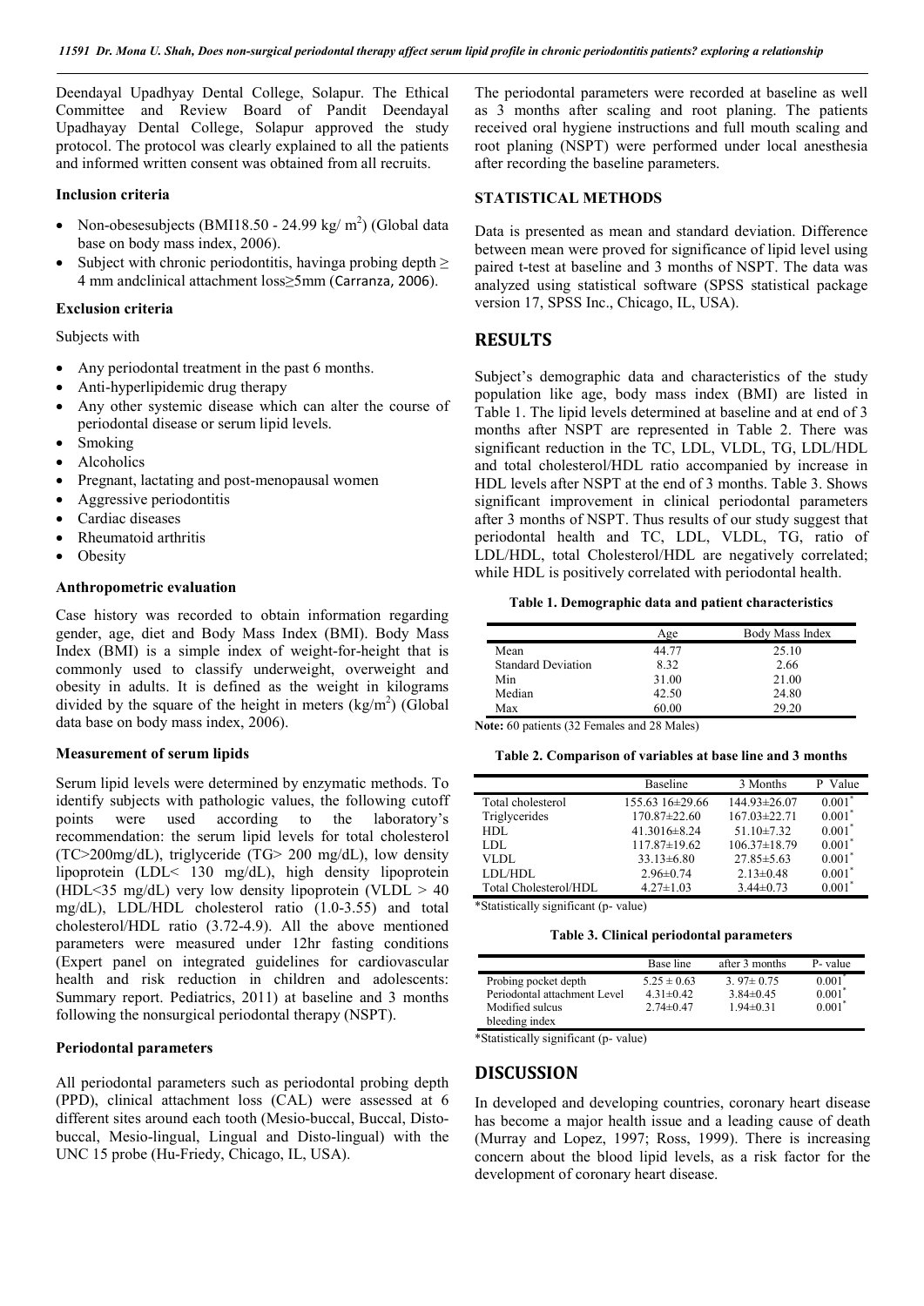Deendayal Upadhyay Dental College, Solapur. The Ethical Committee and Review Board of Pandit Deendayal Upadhayay Dental College, Solapur approved the study protocol. The protocol was clearly explained to all the patients and informed written consent was obtained from all recruits.

### Inclusion criteria

- Non-obesesubjects (BMI18.50 - 24.99 kg/ $m^2$) (Global data base on body mass index, 2006).
- Subject with chronic periodontitis, havinga probing depth ≥ 4 mm andclinical attachment loss≥5mm (Carranza, 2006).

### Exclusion criteria

Subjects with

- Any periodontal treatment in the past 6 months.
- Anti-hyperlipidemic drug therapy
- Any other systemic disease which can alter the course of periodontal disease or serum lipid levels.
- Smoking
- Alcoholics
- Pregnant, lactating and post-menopausal women
- Aggressive periodontitis
- Cardiac diseases
- Rheumatoid arthritis
- Obesity

### Anthropometric evaluation

Case history was recorded to obtain information regarding gender, age, diet and Body Mass Index (BMI). Body Mass Index (BMI) is a simple index of weight-for-height that is commonly used to classify underweight, overweight and obesity in adults. It is defined as the weight in kilograms divided by the square of the height in meters ($kg/m^2$) (Global data base on body mass index, 2006).

### Measurement of serum lipids

Serum lipid levels were determined by enzymatic methods. To identify subjects with pathologic values, the following cutoff points were used according to the laboratory's recommendation: the serum lipid levels for total cholesterol (TC>200mg/dL), triglyceride (TG> 200 mg/dL), low density lipoprotein (LDL< 130 mg/dL), high density lipoprotein (HDL<35 mg/dL) very low density lipoprotein (VLDL > 40 mg/dL), LDL/HDL cholesterol ratio (1.0-3.55) and total cholesterol/HDL ratio (3.72-4.9). All the above mentioned parameters were measured under 12hr fasting conditions (Expert panel on integrated guidelines for cardiovascular health and risk reduction in children and adolescents: Summary report. Pediatrics, 2011) at baseline and 3 months following the nonsurgical periodontal therapy (NSPT).

### Periodontal parameters

All periodontal parameters such as periodontal probing depth (PPD), clinical attachment loss (CAL) were assessed at 6 different sites around each tooth (Mesio-buccal, Buccal, Disto-buccal, Mesio-lingual, Lingual and Disto-lingual) with the UNC 15 probe (Hu-Friedy, Chicago, IL, USA).

The periodontal parameters were recorded at baseline as well as 3 months after scaling and root planing. The patients received oral hygiene instructions and full mouth scaling and root planing (NSPT) were performed under local anesthesia after recording the baseline parameters.

### STATISTICAL METHODS

Data is presented as mean and standard deviation. Difference between mean were proved for significance of lipid level using paired t-test at baseline and 3 months of NSPT. The data was analyzed using statistical software (SPSS statistical package version 17, SPSS Inc., Chicago, IL, USA).

## RESULTS

Subject's demographic data and characteristics of the study population like age, body mass index (BMI) are listed in Table 1. The lipid levels determined at baseline and at end of 3 months after NSPT are represented in Table 2. There was significant reduction in the TC, LDL, VLDL, TG, LDL/HDL and total cholesterol/HDL ratio accompanied by increase in HDL levels after NSPT at the end of 3 months. Table 3. Shows significant improvement in clinical periodontal parameters after 3 months of NSPT. Thus results of our study suggest that periodontal health and TC, LDL, VLDL, TG, ratio of LDL/HDL, total Cholesterol/HDL are negatively correlated; while HDL is positively correlated with periodontal health.

**Table 1. Demographic data and patient characteristics**

| | Age | Body Mass Index |
|---|---|---|
| Mean | 44.77 | 25.10 |
| Standard Deviation | 8.32 | 2.66 |
| Min | 31.00 | 21.00 |
| Median | 42.50 | 24.80 |
| Max | 60.00 | 29.20 |

**Note:** 60 patients (32 Females and 28 Males)

**Table 2. Comparison of variables at base line and 3 months**

| | Baseline | 3 Months | P Value |
|---|---|---|---|
| Total cholesterol | 155.63 16±29.66 | 144.93±26.07 | 0.001* |
| Triglycerides | 170.87±22.60 | 167.03±22.71 | 0.001* |
| HDL | 41.3016±8.24 | 51.10±7.32 | 0.001* |
| LDL | 117.87±19.62 | 106.37±18.79 | 0.001* |
| VLDL | 33.13±6.80 | 27.85±5.63 | 0.001* |
| LDL/HDL | 2.96±0.74 | 2.13±0.48 | 0.001* |
| Total Cholesterol/HDL | 4.27±1.03 | 3.44±0.73 | 0.001* |

*Statistically significant (p- value)

**Table 3. Clinical periodontal parameters**

| | Base line | after 3 months | P- value |
|---|---|---|---|
| Probing pocket depth | 5.25 ± 0.63 | 3. 97± 0.75 | 0.001* |
| Periodontal attachment Level | 4.31±0.42 | 3.84±0.45 | 0.001* |
| Modified sulcus bleeding index | 2.74±0.47 | 1.94±0.31 | 0.001* |

*Statistically significant (p- value)

## DISCUSSION

In developed and developing countries, coronary heart disease has become a major health issue and a leading cause of death (Murray and Lopez, 1997; Ross, 1999). There is increasing concern about the blood lipid levels, as a risk factor for the development of coronary heart disease.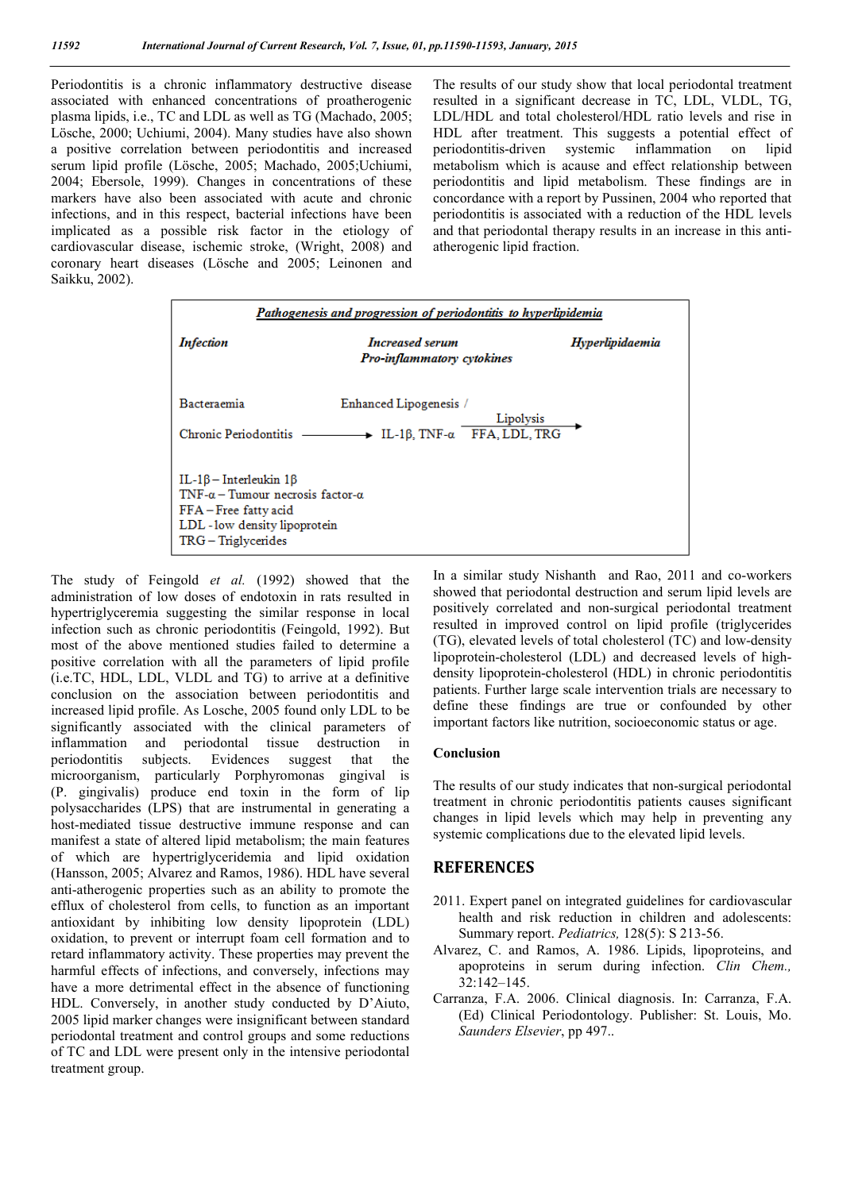Periodontitis is a chronic inflammatory destructive disease associated with enhanced concentrations of proatherogenic plasma lipids, i.e., TC and LDL as well as TG (Machado, 2005; Lösche, 2000; Uchiumi, 2004). Many studies have also shown a positive correlation between periodontitis and increased serum lipid profile (Lösche, 2005; Machado, 2005;Uchiumi, 2004; Ebersole, 1999). Changes in concentrations of these markers have also been associated with acute and chronic infections, and in this respect, bacterial infections have been implicated as a possible risk factor in the etiology of cardiovascular disease, ischemic stroke, (Wright, 2008) and coronary heart diseases (Lösche and 2005; Leinonen and Saikku, 2002).

The results of our study show that local periodontal treatment resulted in a significant decrease in TC, LDL, VLDL, TG, LDL/HDL and total cholesterol/HDL ratio levels and rise in HDL after treatment. This suggests a potential effect of periodontitis-driven systemic inflammation on lipid metabolism which is acause and effect relationship between periodontitis and lipid metabolism. These findings are in concordance with a report by Pussinen, 2004 who reported that periodontitis is associated with a reduction of the HDL levels and that periodontal therapy results in an increase in this anti-atherogenic lipid fraction.

***Pathogenesis and progression of periodontitis to hyperlipidemia***

| ***Infection*** | ***Increased serum Pro-inflammatory cytokines*** | ***Hyperlipidaemia*** |
|---|---|---|
| Bacteraemia | Enhanced Lipogenesis / | |
| Chronic Periodontitis ⟶ | IL-1β, TNF-α | —Lipolysis→ FFA, LDL, TRG |

IL-1β – Interleukin 1β
TNF-α – Tumour necrosis factor-α
FFA – Free fatty acid
LDL - low density lipoprotein
TRG – Triglycerides

The study of Feingold *et al.* (1992) showed that the administration of low doses of endotoxin in rats resulted in hypertriglyceremia suggesting the similar response in local infection such as chronic periodontitis (Feingold, 1992). But most of the above mentioned studies failed to determine a positive correlation with all the parameters of lipid profile (i.e.TC, HDL, LDL, VLDL and TG) to arrive at a definitive conclusion on the association between periodontitis and increased lipid profile. As Losche, 2005 found only LDL to be significantly associated with the clinical parameters of inflammation and periodontal tissue destruction in periodontitis subjects. Evidences suggest that the microorganism, particularly Porphyromonas gingival is (P. gingivalis) produce end toxin in the form of lip polysaccharides (LPS) that are instrumental in generating a host-mediated tissue destructive immune response and can manifest a state of altered lipid metabolism; the main features of which are hypertriglyceridemia and lipid oxidation (Hansson, 2005; Alvarez and Ramos, 1986). HDL have several anti-atherogenic properties such as an ability to promote the efflux of cholesterol from cells, to function as an important antioxidant by inhibiting low density lipoprotein (LDL) oxidation, to prevent or interrupt foam cell formation and to retard inflammatory activity. These properties may prevent the harmful effects of infections, and conversely, infections may have a more detrimental effect in the absence of functioning HDL. Conversely, in another study conducted by D'Aiuto, 2005 lipid marker changes were insignificant between standard periodontal treatment and control groups and some reductions of TC and LDL were present only in the intensive periodontal treatment group.

In a similar study Nishanth and Rao, 2011 and co-workers showed that periodontal destruction and serum lipid levels are positively correlated and non-surgical periodontal treatment resulted in improved control on lipid profile (triglycerides (TG), elevated levels of total cholesterol (TC) and low-density lipoprotein-cholesterol (LDL) and decreased levels of high-density lipoprotein-cholesterol (HDL) in chronic periodontitis patients. Further large scale intervention trials are necessary to define these findings are true or confounded by other important factors like nutrition, socioeconomic status or age.

### Conclusion

The results of our study indicates that non-surgical periodontal treatment in chronic periodontitis patients causes significant changes in lipid levels which may help in preventing any systemic complications due to the elevated lipid levels.

## REFERENCES

2011. Expert panel on integrated guidelines for cardiovascular health and risk reduction in children and adolescents: Summary report. *Pediatrics,* 128(5): S 213-56.

Alvarez, C. and Ramos, A. 1986. Lipids, lipoproteins, and apoproteins in serum during infection. *Clin Chem.,* 32:142–145.

Carranza, F.A. 2006. Clinical diagnosis. In: Carranza, F.A. (Ed) Clinical Periodontology. Publisher: St. Louis, Mo. *Saunders Elsevier*, pp 497..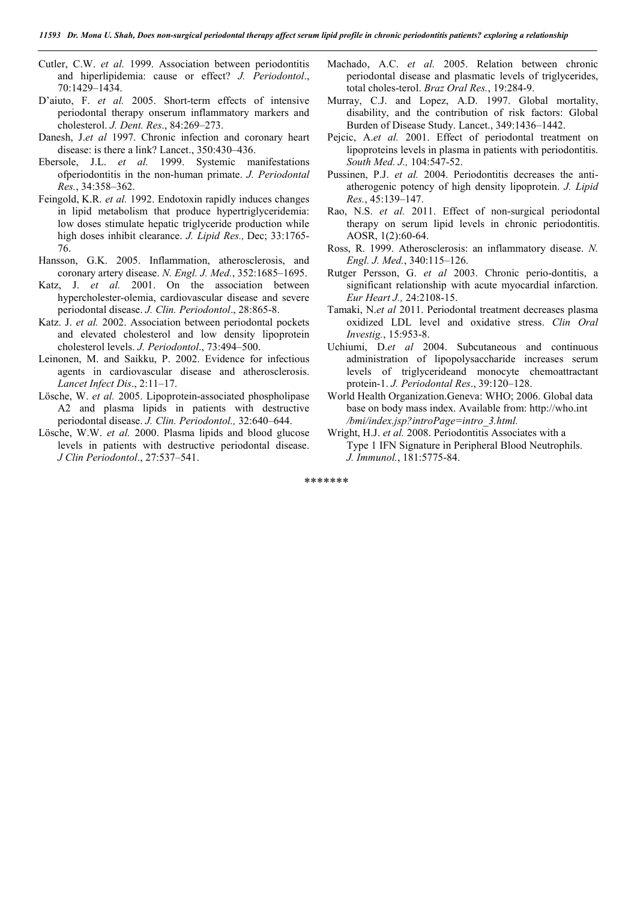Cutler, C.W. *et al.* 1999. Association between periodontitis and hiperlipidemia: cause or effect? *J. Periodontol*., 70:1429–1434.

D'aiuto, F. *et al.* 2005. Short-term effects of intensive periodontal therapy onserum inflammatory markers and cholesterol. *J. Dent. Res*., 84:269–273.

Danesh, J.*et al* 1997. Chronic infection and coronary heart disease: is there a link? Lancet., 350:430–436.

Ebersole, J.L. *et al.* 1999. Systemic manifestations ofperiodontitis in the non-human primate. *J. Periodontal Res.*, 34:358–362.

Feingold, K.R. *et al.* 1992. Endotoxin rapidly induces changes in lipid metabolism that produce hypertriglyceridemia: low doses stimulate hepatic triglyceride production while high doses inhibit clearance. *J. Lipid Res.,* Dec; 33:1765-76.

Hansson, G.K. 2005. Inflammation, atherosclerosis, and coronary artery disease. *N. Engl. J. Med.*, 352:1685–1695.

Katz, J. *et al.* 2001. On the association between hypercholester-olemia, cardiovascular disease and severe periodontal disease. *J. Clin. Periodontol*., 28:865-8.

Katz. J. *et al.* 2002. Association between periodontal pockets and elevated cholesterol and low density lipoprotein cholesterol levels. *J. Periodontol*., 73:494–500.

Leinonen, M. and Saikku, P. 2002. Evidence for infectious agents in cardiovascular disease and atherosclerosis. *Lancet Infect Dis*., 2:11–17.

Lösche, W. *et al.* 2005. Lipoprotein-associated phospholipase A2 and plasma lipids in patients with destructive periodontal disease. *J. Clin. Periodontol.,* 32:640–644.

Lösche, W.W. *et al.* 2000. Plasma lipids and blood glucose levels in patients with destructive periodontal disease. *J Clin Periodontol*., 27:537–541.

Machado, A.C. *et al.* 2005. Relation between chronic periodontal disease and plasmatic levels of triglycerides, total choles-terol. *Braz Oral Res.*, 19:284-9.

Murray, C.J. and Lopez, A.D. 1997. Global mortality, disability, and the contribution of risk factors: Global Burden of Disease Study. Lancet., 349:1436–1442.

Pejcic, A.*et al.* 2001. Effect of periodontal treatment on lipoproteins levels in plasma in patients with periodontitis. *South Med. J.,* 104:547-52.

Pussinen, P.J. *et al.* 2004. Periodontitis decreases the anti-atherogenic potency of high density lipoprotein. *J. Lipid Res.*, 45:139–147.

Rao, N.S. *et al.* 2011. Effect of non-surgical periodontal therapy on serum lipid levels in chronic periodontitis. AOSR, 1(2):60-64.

Ross, R. 1999. Atherosclerosis: an inflammatory disease. *N. Engl. J. Med.*, 340:115–126.

Rutger Persson, G. *et al* 2003. Chronic perio-dontitis, a significant relationship with acute myocardial infarction. *Eur Heart J.,* 24:2108-15.

Tamaki, N.*et al* 2011. Periodontal treatment decreases plasma oxidized LDL level and oxidative stress. *Clin Oral Investig.*, 15:953-8.

Uchiumi, D.*et al* 2004. Subcutaneous and continuous administration of lipopolysaccharide increases serum levels of triglycerideand monocyte chemoattractant protein-1. *J. Periodontal Res*., 39:120–128.

World Health Organization.Geneva: WHO; 2006. Global data base on body mass index. Available from: http://who.int */bmi/index.jsp?introPage=intro_3.html.*

Wright, H.J. *et al.* 2008. Periodontitis Associates with a Type 1 IFN Signature in Peripheral Blood Neutrophils. *J. Immunol.*, 181:5775-84.

*******